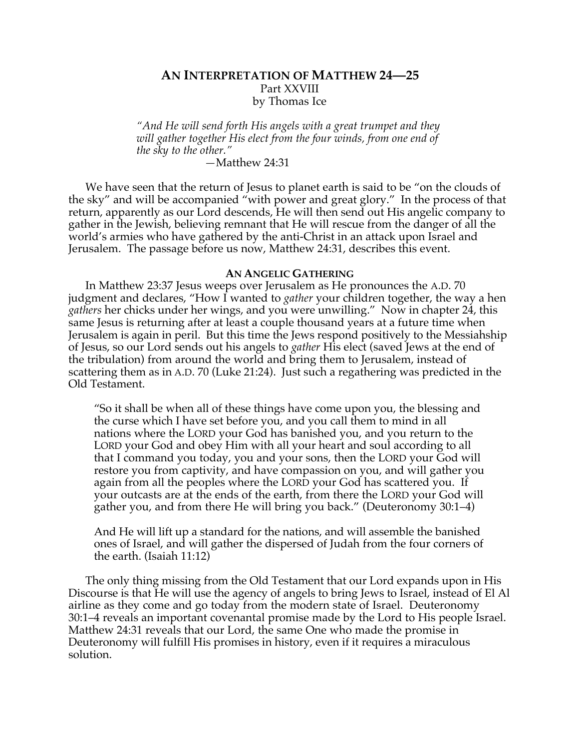# AN INTERPRETATION OF MATTHEW 24—25

Part XXVIII

by Thomas Ice

> *"And He will send forth His angels with a great trumpet and they will gather together His elect from the four winds, from one end of the sky to the other."*
>
> —Matthew 24:31

We have seen that the return of Jesus to planet earth is said to be "on the clouds of the sky" and will be accompanied "with power and great glory." In the process of that return, apparently as our Lord descends, He will then send out His angelic company to gather in the Jewish, believing remnant that He will rescue from the danger of all the world's armies who have gathered by the anti-Christ in an attack upon Israel and Jerusalem. The passage before us now, Matthew 24:31, describes this event.

## AN ANGELIC GATHERING

In Matthew 23:37 Jesus weeps over Jerusalem as He pronounces the A.D. 70 judgment and declares, "How I wanted to *gather* your children together, the way a hen *gathers* her chicks under her wings, and you were unwilling." Now in chapter 24, this same Jesus is returning after at least a couple thousand years at a future time when Jerusalem is again in peril. But this time the Jews respond positively to the Messiahship of Jesus, so our Lord sends out his angels to *gather* His elect (saved Jews at the end of the tribulation) from around the world and bring them to Jerusalem, instead of scattering them as in A.D. 70 (Luke 21:24). Just such a regathering was predicted in the Old Testament.

> "So it shall be when all of these things have come upon you, the blessing and the curse which I have set before you, and you call them to mind in all nations where the LORD your God has banished you, and you return to the LORD your God and obey Him with all your heart and soul according to all that I command you today, you and your sons, then the LORD your God will restore you from captivity, and have compassion on you, and will gather you again from all the peoples where the LORD your God has scattered you. If your outcasts are at the ends of the earth, from there the LORD your God will gather you, and from there He will bring you back." (Deuteronomy 30:1–4)
>
> And He will lift up a standard for the nations, and will assemble the banished ones of Israel, and will gather the dispersed of Judah from the four corners of the earth. (Isaiah 11:12)

The only thing missing from the Old Testament that our Lord expands upon in His Discourse is that He will use the agency of angels to bring Jews to Israel, instead of El Al airline as they come and go today from the modern state of Israel. Deuteronomy 30:1–4 reveals an important covenantal promise made by the Lord to His people Israel. Matthew 24:31 reveals that our Lord, the same One who made the promise in Deuteronomy will fulfill His promises in history, even if it requires a miraculous solution.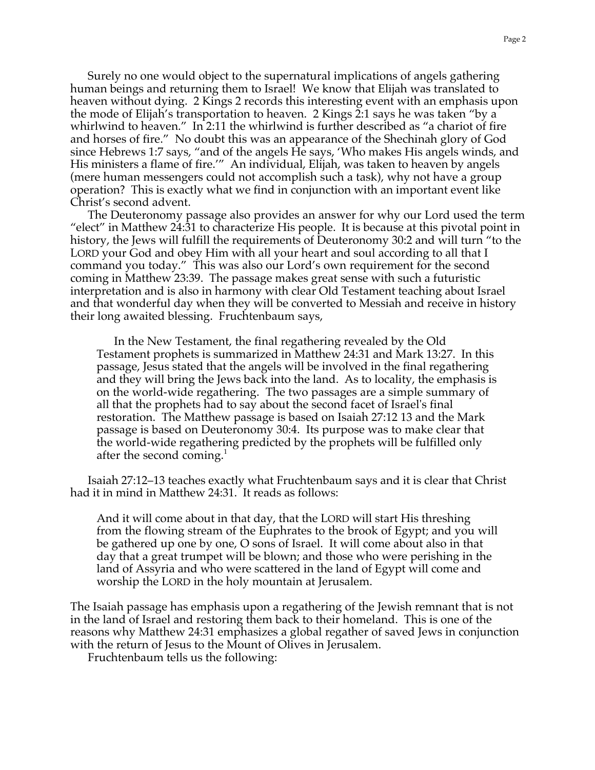Surely no one would object to the supernatural implications of angels gathering human beings and returning them to Israel! We know that Elijah was translated to heaven without dying. 2 Kings 2 records this interesting event with an emphasis upon the mode of Elijah's transportation to heaven. 2 Kings 2:1 says he was taken "by a whirlwind to heaven." In 2:11 the whirlwind is further described as "a chariot of fire and horses of fire." No doubt this was an appearance of the Shechinah glory of God since Hebrews 1:7 says, "and of the angels He says, 'Who makes His angels winds, and His ministers a flame of fire.'" An individual, Elijah, was taken to heaven by angels (mere human messengers could not accomplish such a task), why not have a group operation? This is exactly what we find in conjunction with an important event like Christ's second advent.

The Deuteronomy passage also provides an answer for why our Lord used the term "elect" in Matthew 24:31 to characterize His people. It is because at this pivotal point in history, the Jews will fulfill the requirements of Deuteronomy 30:2 and will turn "to the LORD your God and obey Him with all your heart and soul according to all that I command you today." This was also our Lord's own requirement for the second coming in Matthew 23:39. The passage makes great sense with such a futuristic interpretation and is also in harmony with clear Old Testament teaching about Israel and that wonderful day when they will be converted to Messiah and receive in history their long awaited blessing. Fruchtenbaum says,

> In the New Testament, the final regathering revealed by the Old Testament prophets is summarized in Matthew 24:31 and Mark 13:27. In this passage, Jesus stated that the angels will be involved in the final regathering and they will bring the Jews back into the land. As to locality, the emphasis is on the world-wide regathering. The two passages are a simple summary of all that the prophets had to say about the second facet of Israel's final restoration. The Matthew passage is based on Isaiah 27:12 13 and the Mark passage is based on Deuteronomy 30:4. Its purpose was to make clear that the world-wide regathering predicted by the prophets will be fulfilled only after the second coming.[1]

Isaiah 27:12–13 teaches exactly what Fruchtenbaum says and it is clear that Christ had it in mind in Matthew 24:31. It reads as follows:

> And it will come about in that day, that the LORD will start His threshing from the flowing stream of the Euphrates to the brook of Egypt; and you will be gathered up one by one, O sons of Israel. It will come about also in that day that a great trumpet will be blown; and those who were perishing in the land of Assyria and who were scattered in the land of Egypt will come and worship the LORD in the holy mountain at Jerusalem.

The Isaiah passage has emphasis upon a regathering of the Jewish remnant that is not in the land of Israel and restoring them back to their homeland. This is one of the reasons why Matthew 24:31 emphasizes a global regather of saved Jews in conjunction with the return of Jesus to the Mount of Olives in Jerusalem.

Fruchtenbaum tells us the following: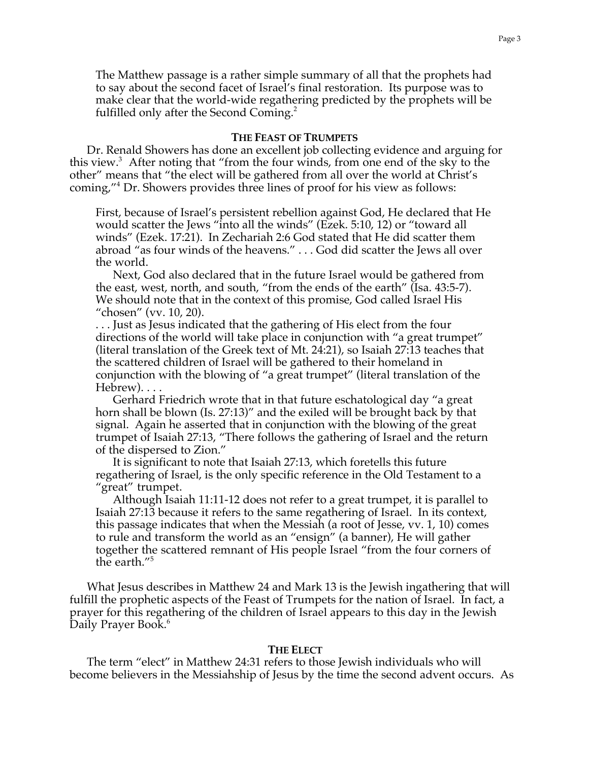> The Matthew passage is a rather simple summary of all that the prophets had to say about the second facet of Israel's final restoration. Its purpose was to make clear that the world-wide regathering predicted by the prophets will be fulfilled only after the Second Coming.[2]

## THE FEAST OF TRUMPETS

Dr. Renald Showers has done an excellent job collecting evidence and arguing for this view.[3] After noting that "from the four winds, from one end of the sky to the other" means that "the elect will be gathered from all over the world at Christ's coming,"[4] Dr. Showers provides three lines of proof for his view as follows:

> First, because of Israel's persistent rebellion against God, He declared that He would scatter the Jews "into all the winds" (Ezek. 5:10, 12) or "toward all winds" (Ezek. 17:21). In Zechariah 2:6 God stated that He did scatter them abroad "as four winds of the heavens." . . . God did scatter the Jews all over the world.
>
> Next, God also declared that in the future Israel would be gathered from the east, west, north, and south, "from the ends of the earth" (Isa. 43:5-7). We should note that in the context of this promise, God called Israel His "chosen" (vv. 10, 20).
>
> . . . Just as Jesus indicated that the gathering of His elect from the four directions of the world will take place in conjunction with "a great trumpet" (literal translation of the Greek text of Mt. 24:21), so Isaiah 27:13 teaches that the scattered children of Israel will be gathered to their homeland in conjunction with the blowing of "a great trumpet" (literal translation of the Hebrew). . . .
>
> Gerhard Friedrich wrote that in that future eschatological day "a great horn shall be blown (Is. 27:13)" and the exiled will be brought back by that signal. Again he asserted that in conjunction with the blowing of the great trumpet of Isaiah 27:13, "There follows the gathering of Israel and the return of the dispersed to Zion."
>
> It is significant to note that Isaiah 27:13, which foretells this future regathering of Israel, is the only specific reference in the Old Testament to a "great" trumpet.
>
> Although Isaiah 11:11-12 does not refer to a great trumpet, it is parallel to Isaiah 27:13 because it refers to the same regathering of Israel. In its context, this passage indicates that when the Messiah (a root of Jesse, vv. 1, 10) comes to rule and transform the world as an "ensign" (a banner), He will gather together the scattered remnant of His people Israel "from the four corners of the earth."[5]

What Jesus describes in Matthew 24 and Mark 13 is the Jewish ingathering that will fulfill the prophetic aspects of the Feast of Trumpets for the nation of Israel. In fact, a prayer for this regathering of the children of Israel appears to this day in the Jewish Daily Prayer Book.[6]

## THE ELECT

The term "elect" in Matthew 24:31 refers to those Jewish individuals who will become believers in the Messiahship of Jesus by the time the second advent occurs. As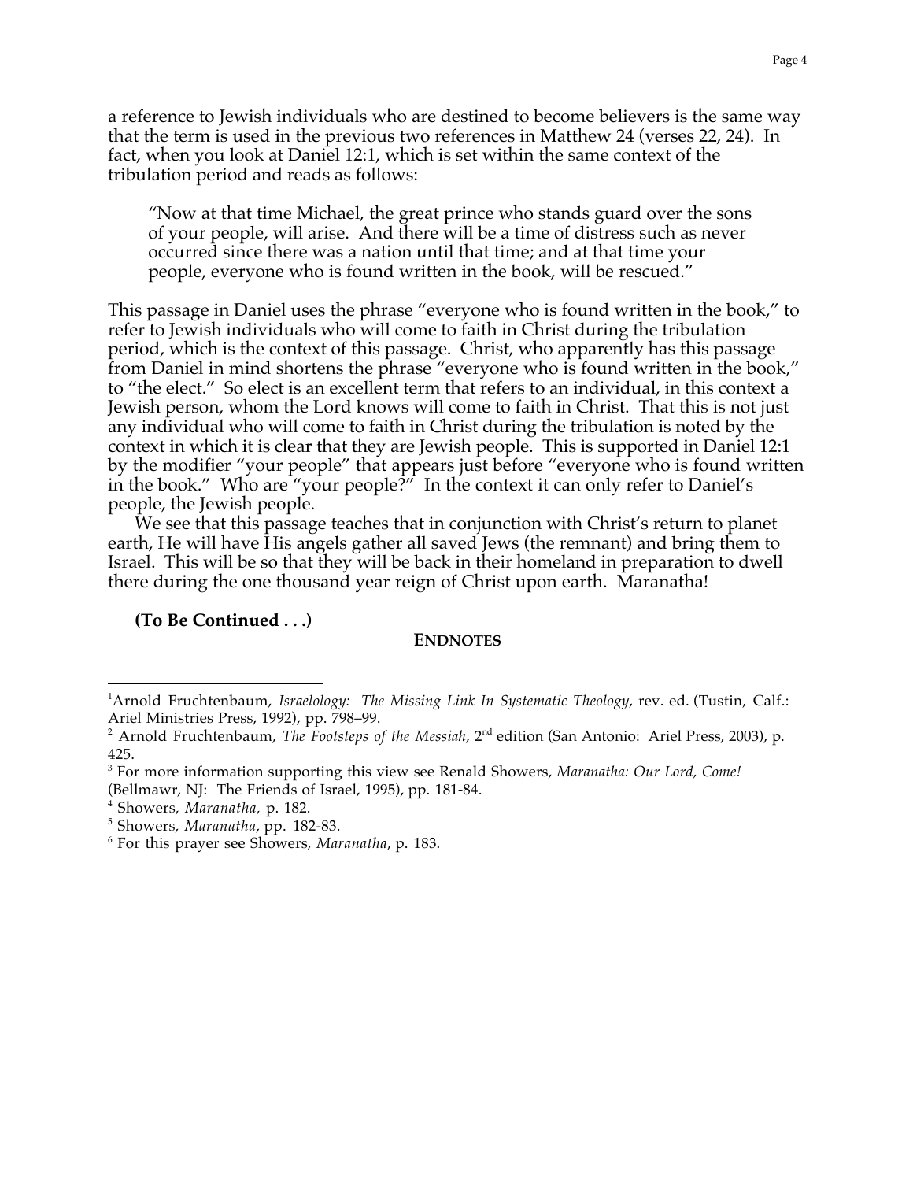a reference to Jewish individuals who are destined to become believers is the same way that the term is used in the previous two references in Matthew 24 (verses 22, 24). In fact, when you look at Daniel 12:1, which is set within the same context of the tribulation period and reads as follows:

> "Now at that time Michael, the great prince who stands guard over the sons of your people, will arise. And there will be a time of distress such as never occurred since there was a nation until that time; and at that time your people, everyone who is found written in the book, will be rescued."

This passage in Daniel uses the phrase "everyone who is found written in the book," to refer to Jewish individuals who will come to faith in Christ during the tribulation period, which is the context of this passage. Christ, who apparently has this passage from Daniel in mind shortens the phrase "everyone who is found written in the book," to "the elect." So elect is an excellent term that refers to an individual, in this context a Jewish person, whom the Lord knows will come to faith in Christ. That this is not just any individual who will come to faith in Christ during the tribulation is noted by the context in which it is clear that they are Jewish people. This is supported in Daniel 12:1 by the modifier "your people" that appears just before "everyone who is found written in the book." Who are "your people?" In the context it can only refer to Daniel's people, the Jewish people.

We see that this passage teaches that in conjunction with Christ's return to planet earth, He will have His angels gather all saved Jews (the remnant) and bring them to Israel. This will be so that they will be back in their homeland in preparation to dwell there during the one thousand year reign of Christ upon earth. Maranatha!

**(To Be Continued . . .)**

## ENDNOTES

[1] Arnold Fruchtenbaum, *Israelology: The Missing Link In Systematic Theology*, rev. ed. (Tustin, Calf.: Ariel Ministries Press, 1992), pp. 798–99.

[2] Arnold Fruchtenbaum, *The Footsteps of the Messiah*, 2nd edition (San Antonio: Ariel Press, 2003), p. 425.

[3] For more information supporting this view see Renald Showers, *Maranatha: Our Lord, Come!* (Bellmawr, NJ: The Friends of Israel, 1995), pp. 181-84.

[4] Showers, *Maranatha,* p. 182.

[5] Showers, *Maranatha*, pp. 182-83.

[6] For this prayer see Showers, *Maranatha*, p. 183.